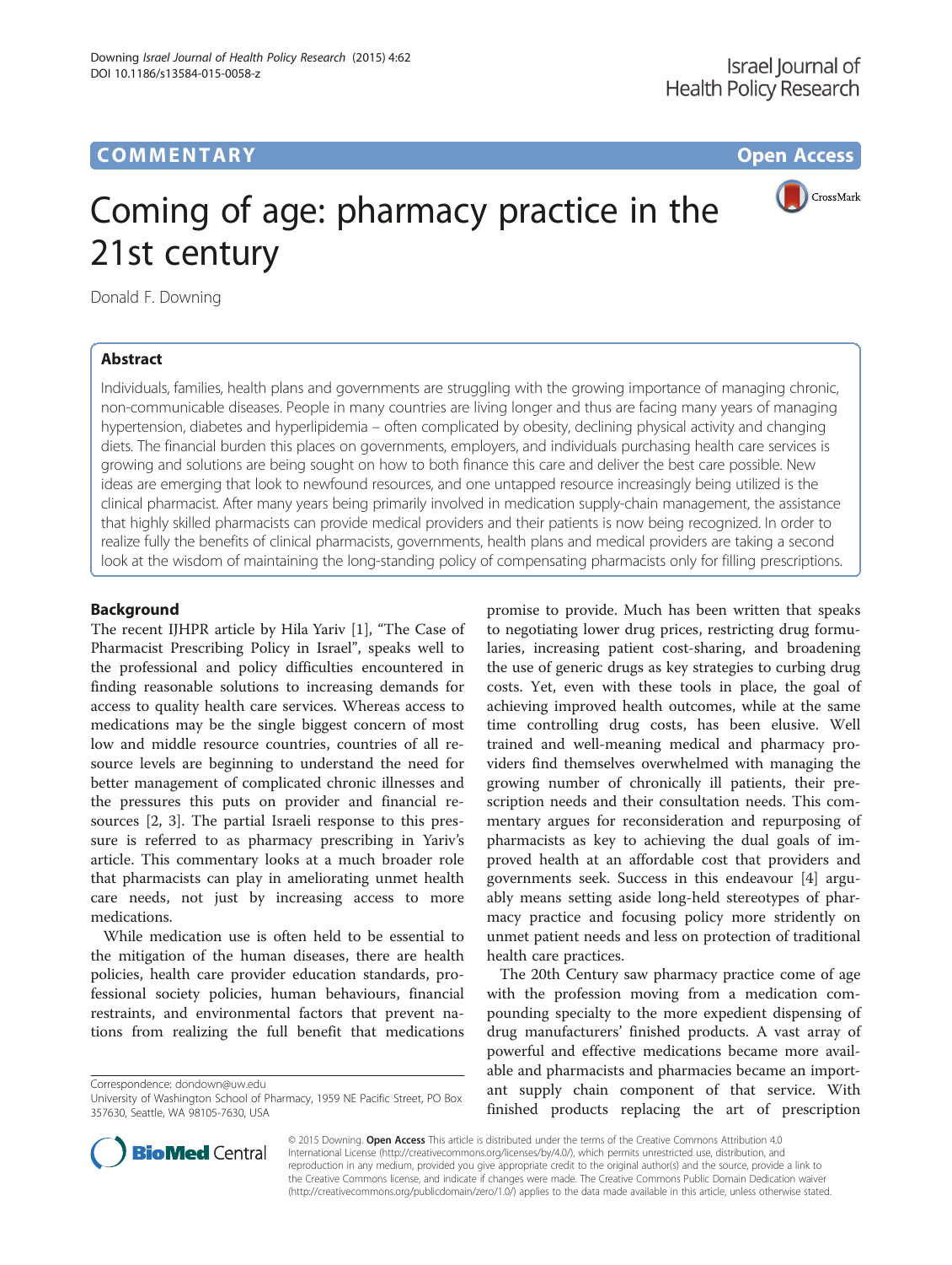COMMENTARY

Open Access

# Coming of age: pharmacy practice in the 21st century

Donald F. Downing

## Abstract

Individuals, families, health plans and governments are struggling with the growing importance of managing chronic, non-communicable diseases. People in many countries are living longer and thus are facing many years of managing hypertension, diabetes and hyperlipidemia – often complicated by obesity, declining physical activity and changing diets. The financial burden this places on governments, employers, and individuals purchasing health care services is growing and solutions are being sought on how to both finance this care and deliver the best care possible. New ideas are emerging that look to newfound resources, and one untapped resource increasingly being utilized is the clinical pharmacist. After many years being primarily involved in medication supply-chain management, the assistance that highly skilled pharmacists can provide medical providers and their patients is now being recognized. In order to realize fully the benefits of clinical pharmacists, governments, health plans and medical providers are taking a second look at the wisdom of maintaining the long-standing policy of compensating pharmacists only for filling prescriptions.

## Background

The recent IJHPR article by Hila Yariv [1], "The Case of Pharmacist Prescribing Policy in Israel", speaks well to the professional and policy difficulties encountered in finding reasonable solutions to increasing demands for access to quality health care services. Whereas access to medications may be the single biggest concern of most low and middle resource countries, countries of all resource levels are beginning to understand the need for better management of complicated chronic illnesses and the pressures this puts on provider and financial resources [2, 3]. The partial Israeli response to this pressure is referred to as pharmacy prescribing in Yariv's article. This commentary looks at a much broader role that pharmacists can play in ameliorating unmet health care needs, not just by increasing access to more medications.

While medication use is often held to be essential to the mitigation of the human diseases, there are health policies, health care provider education standards, professional society policies, human behaviours, financial restraints, and environmental factors that prevent nations from realizing the full benefit that medications promise to provide. Much has been written that speaks to negotiating lower drug prices, restricting drug formularies, increasing patient cost-sharing, and broadening the use of generic drugs as key strategies to curbing drug costs. Yet, even with these tools in place, the goal of achieving improved health outcomes, while at the same time controlling drug costs, has been elusive. Well trained and well-meaning medical and pharmacy providers find themselves overwhelmed with managing the growing number of chronically ill patients, their prescription needs and their consultation needs. This commentary argues for reconsideration and repurposing of pharmacists as key to achieving the dual goals of improved health at an affordable cost that providers and governments seek. Success in this endeavour [4] arguably means setting aside long-held stereotypes of pharmacy practice and focusing policy more stridently on unmet patient needs and less on protection of traditional health care practices.

The 20th Century saw pharmacy practice come of age with the profession moving from a medication compounding specialty to the more expedient dispensing of drug manufacturers' finished products. A vast array of powerful and effective medications became more available and pharmacists and pharmacies became an important supply chain component of that service. With finished products replacing the art of prescription

Correspondence: dondown@uw.edu
University of Washington School of Pharmacy, 1959 NE Pacific Street, PO Box 357630, Seattle, WA 98105-7630, USA

© 2015 Downing. **Open Access** This article is distributed under the terms of the Creative Commons Attribution 4.0 International License (http://creativecommons.org/licenses/by/4.0/), which permits unrestricted use, distribution, and reproduction in any medium, provided you give appropriate credit to the original author(s) and the source, provide a link to the Creative Commons license, and indicate if changes were made. The Creative Commons Public Domain Dedication waiver (http://creativecommons.org/publicdomain/zero/1.0/) applies to the data made available in this article, unless otherwise stated.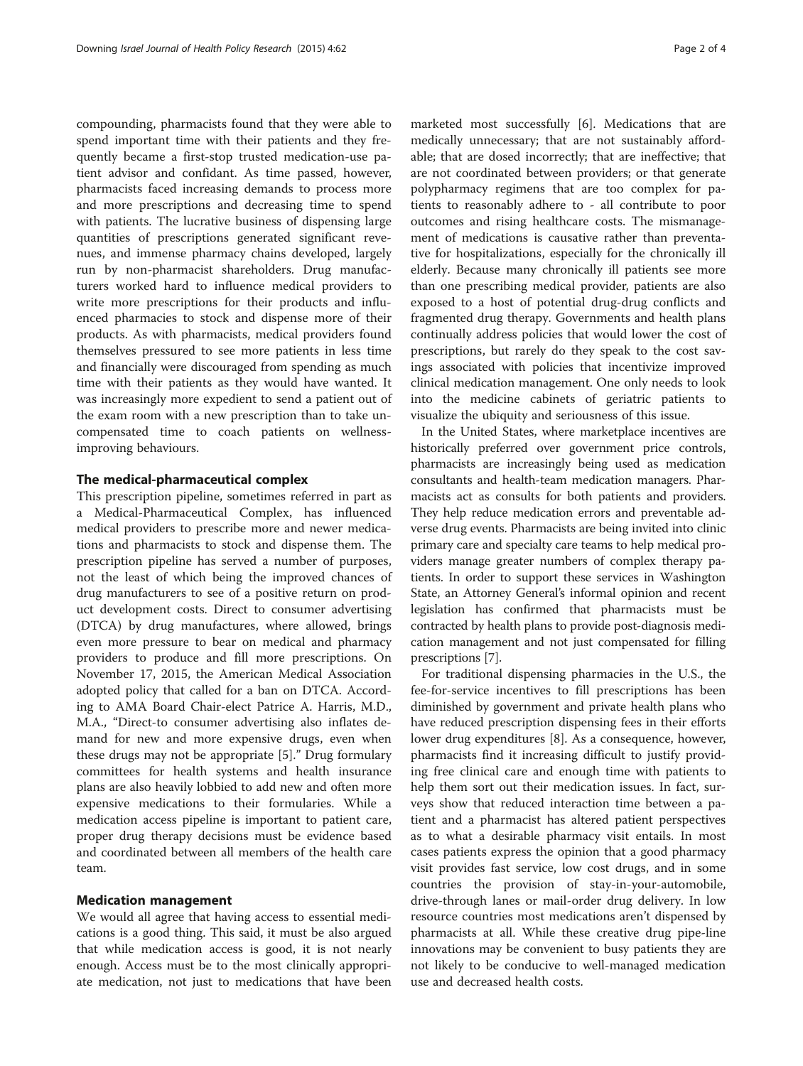compounding, pharmacists found that they were able to spend important time with their patients and they frequently became a first-stop trusted medication-use patient advisor and confidant. As time passed, however, pharmacists faced increasing demands to process more and more prescriptions and decreasing time to spend with patients. The lucrative business of dispensing large quantities of prescriptions generated significant revenues, and immense pharmacy chains developed, largely run by non-pharmacist shareholders. Drug manufacturers worked hard to influence medical providers to write more prescriptions for their products and influenced pharmacies to stock and dispense more of their products. As with pharmacists, medical providers found themselves pressured to see more patients in less time and financially were discouraged from spending as much time with their patients as they would have wanted. It was increasingly more expedient to send a patient out of the exam room with a new prescription than to take uncompensated time to coach patients on wellness-improving behaviours.

## The medical-pharmaceutical complex

This prescription pipeline, sometimes referred in part as a Medical-Pharmaceutical Complex, has influenced medical providers to prescribe more and newer medications and pharmacists to stock and dispense them. The prescription pipeline has served a number of purposes, not the least of which being the improved chances of drug manufacturers to see of a positive return on product development costs. Direct to consumer advertising (DTCA) by drug manufactures, where allowed, brings even more pressure to bear on medical and pharmacy providers to produce and fill more prescriptions. On November 17, 2015, the American Medical Association adopted policy that called for a ban on DTCA. According to AMA Board Chair-elect Patrice A. Harris, M.D., M.A., "Direct-to consumer advertising also inflates demand for new and more expensive drugs, even when these drugs may not be appropriate [5]." Drug formulary committees for health systems and health insurance plans are also heavily lobbied to add new and often more expensive medications to their formularies. While a medication access pipeline is important to patient care, proper drug therapy decisions must be evidence based and coordinated between all members of the health care team.

## Medication management

We would all agree that having access to essential medications is a good thing. This said, it must be also argued that while medication access is good, it is not nearly enough. Access must be to the most clinically appropriate medication, not just to medications that have been marketed most successfully [6]. Medications that are medically unnecessary; that are not sustainably affordable; that are dosed incorrectly; that are ineffective; that are not coordinated between providers; or that generate polypharmacy regimens that are too complex for patients to reasonably adhere to - all contribute to poor outcomes and rising healthcare costs. The mismanagement of medications is causative rather than preventative for hospitalizations, especially for the chronically ill elderly. Because many chronically ill patients see more than one prescribing medical provider, patients are also exposed to a host of potential drug-drug conflicts and fragmented drug therapy. Governments and health plans continually address policies that would lower the cost of prescriptions, but rarely do they speak to the cost savings associated with policies that incentivize improved clinical medication management. One only needs to look into the medicine cabinets of geriatric patients to visualize the ubiquity and seriousness of this issue.

In the United States, where marketplace incentives are historically preferred over government price controls, pharmacists are increasingly being used as medication consultants and health-team medication managers. Pharmacists act as consults for both patients and providers. They help reduce medication errors and preventable adverse drug events. Pharmacists are being invited into clinic primary care and specialty care teams to help medical providers manage greater numbers of complex therapy patients. In order to support these services in Washington State, an Attorney General's informal opinion and recent legislation has confirmed that pharmacists must be contracted by health plans to provide post-diagnosis medication management and not just compensated for filling prescriptions [7].

For traditional dispensing pharmacies in the U.S., the fee-for-service incentives to fill prescriptions has been diminished by government and private health plans who have reduced prescription dispensing fees in their efforts lower drug expenditures [8]. As a consequence, however, pharmacists find it increasing difficult to justify providing free clinical care and enough time with patients to help them sort out their medication issues. In fact, surveys show that reduced interaction time between a patient and a pharmacist has altered patient perspectives as to what a desirable pharmacy visit entails. In most cases patients express the opinion that a good pharmacy visit provides fast service, low cost drugs, and in some countries the provision of stay-in-your-automobile, drive-through lanes or mail-order drug delivery. In low resource countries most medications aren't dispensed by pharmacists at all. While these creative drug pipe-line innovations may be convenient to busy patients they are not likely to be conducive to well-managed medication use and decreased health costs.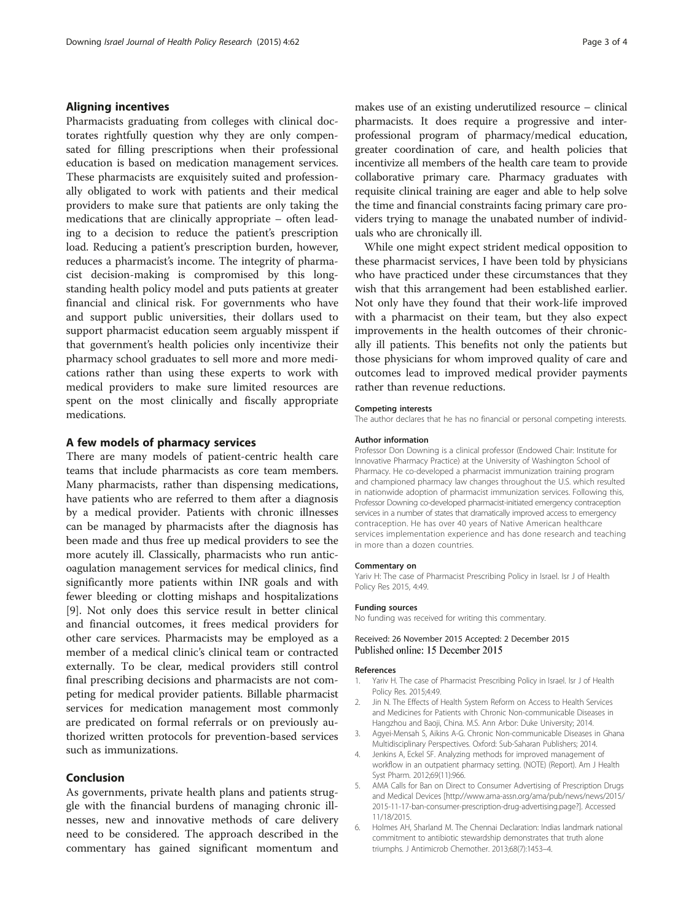## Aligning incentives

Pharmacists graduating from colleges with clinical doctorates rightfully question why they are only compensated for filling prescriptions when their professional education is based on medication management services. These pharmacists are exquisitely suited and professionally obligated to work with patients and their medical providers to make sure that patients are only taking the medications that are clinically appropriate – often leading to a decision to reduce the patient's prescription load. Reducing a patient's prescription burden, however, reduces a pharmacist's income. The integrity of pharmacist decision-making is compromised by this longstanding health policy model and puts patients at greater financial and clinical risk. For governments who have and support public universities, their dollars used to support pharmacist education seem arguably misspent if that government's health policies only incentivize their pharmacy school graduates to sell more and more medications rather than using these experts to work with medical providers to make sure limited resources are spent on the most clinically and fiscally appropriate medications.

## A few models of pharmacy services

There are many models of patient-centric health care teams that include pharmacists as core team members. Many pharmacists, rather than dispensing medications, have patients who are referred to them after a diagnosis by a medical provider. Patients with chronic illnesses can be managed by pharmacists after the diagnosis has been made and thus free up medical providers to see the more acutely ill. Classically, pharmacists who run anticoagulation management services for medical clinics, find significantly more patients within INR goals and with fewer bleeding or clotting mishaps and hospitalizations [9]. Not only does this service result in better clinical and financial outcomes, it frees medical providers for other care services. Pharmacists may be employed as a member of a medical clinic's clinical team or contracted externally. To be clear, medical providers still control final prescribing decisions and pharmacists are not competing for medical provider patients. Billable pharmacist services for medication management most commonly are predicated on formal referrals or on previously authorized written protocols for prevention-based services such as immunizations.

## Conclusion

As governments, private health plans and patients struggle with the financial burdens of managing chronic illnesses, new and innovative methods of care delivery need to be considered. The approach described in the commentary has gained significant momentum and makes use of an existing underutilized resource – clinical pharmacists. It does require a progressive and interprofessional program of pharmacy/medical education, greater coordination of care, and health policies that incentivize all members of the health care team to provide collaborative primary care. Pharmacy graduates with requisite clinical training are eager and able to help solve the time and financial constraints facing primary care providers trying to manage the unabated number of individuals who are chronically ill.

While one might expect strident medical opposition to these pharmacist services, I have been told by physicians who have practiced under these circumstances that they wish that this arrangement had been established earlier. Not only have they found that their work-life improved with a pharmacist on their team, but they also expect improvements in the health outcomes of their chronically ill patients. This benefits not only the patients but those physicians for whom improved quality of care and outcomes lead to improved medical provider payments rather than revenue reductions.

#### Competing interests

The author declares that he has no financial or personal competing interests.

#### Author information

Professor Don Downing is a clinical professor (Endowed Chair: Institute for Innovative Pharmacy Practice) at the University of Washington School of Pharmacy. He co-developed a pharmacist immunization training program and championed pharmacy law changes throughout the U.S. which resulted in nationwide adoption of pharmacist immunization services. Following this, Professor Downing co-developed pharmacist-initiated emergency contraception services in a number of states that dramatically improved access to emergency contraception. He has over 40 years of Native American healthcare services implementation experience and has done research and teaching in more than a dozen countries.

#### Commentary on

Yariv H: The case of Pharmacist Prescribing Policy in Israel. Isr J of Health Policy Res 2015, 4:49.

#### Funding sources

No funding was received for writing this commentary.

Received: 26 November 2015 Accepted: 2 December 2015
Published online: 15 December 2015

#### References

1. Yariv H. The case of Pharmacist Prescribing Policy in Israel. Isr J of Health Policy Res. 2015;4:49.
2. Jin N. The Effects of Health System Reform on Access to Health Services and Medicines for Patients with Chronic Non-communicable Diseases in Hangzhou and Baoji, China. M.S. Ann Arbor: Duke University; 2014.
3. Agyei-Mensah S, Aikins A-G. Chronic Non-communicable Diseases in Ghana Multidisciplinary Perspectives. Oxford: Sub-Saharan Publishers; 2014.
4. Jenkins A, Eckel SF. Analyzing methods for improved management of workflow in an outpatient pharmacy setting. (NOTE) (Report). Am J Health Syst Pharm. 2012;69(11):966.
5. AMA Calls for Ban on Direct to Consumer Advertising of Prescription Drugs and Medical Devices [http://www.ama-assn.org/ama/pub/news/news/2015/2015-11-17-ban-consumer-prescription-drug-advertising.page?]. Accessed 11/18/2015.
6. Holmes AH, Sharland M. The Chennai Declaration: Indias landmark national commitment to antibiotic stewardship demonstrates that truth alone triumphs. J Antimicrob Chemother. 2013;68(7):1453–4.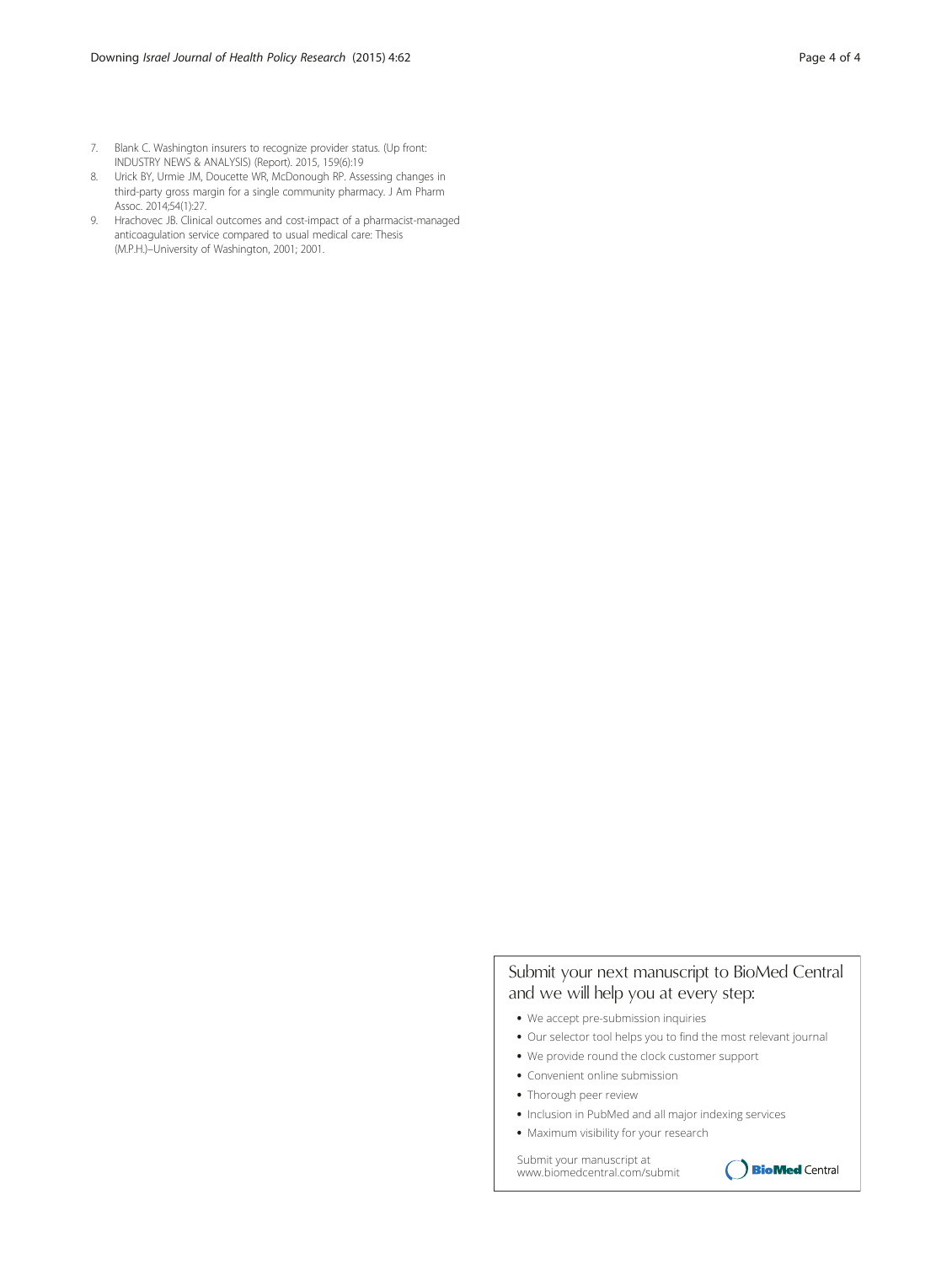7. Blank C. Washington insurers to recognize provider status. (Up front: INDUSTRY NEWS & ANALYSIS) (Report). 2015, 159(6):19
8. Urick BY, Urmie JM, Doucette WR, McDonough RP. Assessing changes in third-party gross margin for a single community pharmacy. J Am Pharm Assoc. 2014;54(1):27.
9. Hrachovec JB. Clinical outcomes and cost-impact of a pharmacist-managed anticoagulation service compared to usual medical care: Thesis (M.P.H.)–University of Washington, 2001; 2001.

Submit your next manuscript to BioMed Central and we will help you at every step:

- We accept pre-submission inquiries
- Our selector tool helps you to find the most relevant journal
- We provide round the clock customer support
- Convenient online submission
- Thorough peer review
- Inclusion in PubMed and all major indexing services
- Maximum visibility for your research

Submit your manuscript at
www.biomedcentral.com/submit

BioMed Central